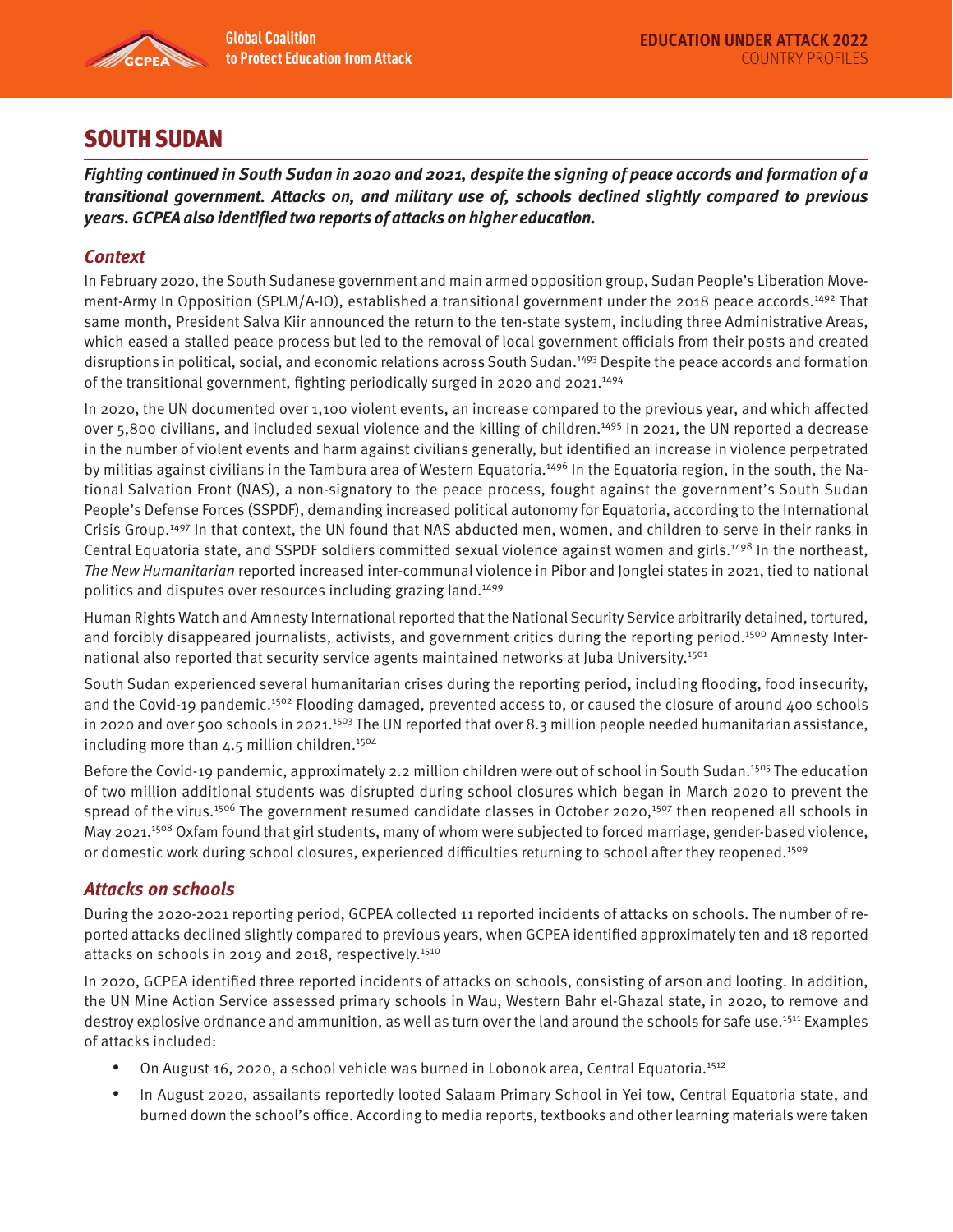# SOUTH SUDAN

***Fighting continued in South Sudan in 2020 and 2021, despite the signing of peace accords and formation of a transitional government. Attacks on, and military use of, schools declined slightly compared to previous years. GCPEA also identified two reports of attacks on higher education.***

## *Context*

In February 2020, the South Sudanese government and main armed opposition group, Sudan People's Liberation Movement-Army In Opposition (SPLM/A-IO), established a transitional government under the 2018 peace accords.[1492] That same month, President Salva Kiir announced the return to the ten-state system, including three Administrative Areas, which eased a stalled peace process but led to the removal of local government officials from their posts and created disruptions in political, social, and economic relations across South Sudan.[1493] Despite the peace accords and formation of the transitional government, fighting periodically surged in 2020 and 2021.[1494]

In 2020, the UN documented over 1,100 violent events, an increase compared to the previous year, and which affected over 5,800 civilians, and included sexual violence and the killing of children.[1495] In 2021, the UN reported a decrease in the number of violent events and harm against civilians generally, but identified an increase in violence perpetrated by militias against civilians in the Tambura area of Western Equatoria.[1496] In the Equatoria region, in the south, the National Salvation Front (NAS), a non-signatory to the peace process, fought against the government's South Sudan People's Defense Forces (SSPDF), demanding increased political autonomy for Equatoria, according to the International Crisis Group.[1497] In that context, the UN found that NAS abducted men, women, and children to serve in their ranks in Central Equatoria state, and SSPDF soldiers committed sexual violence against women and girls.[1498] In the northeast, *The New Humanitarian* reported increased inter-communal violence in Pibor and Jonglei states in 2021, tied to national politics and disputes over resources including grazing land.[1499]

Human Rights Watch and Amnesty International reported that the National Security Service arbitrarily detained, tortured, and forcibly disappeared journalists, activists, and government critics during the reporting period.[1500] Amnesty International also reported that security service agents maintained networks at Juba University.[1501]

South Sudan experienced several humanitarian crises during the reporting period, including flooding, food insecurity, and the Covid-19 pandemic.[1502] Flooding damaged, prevented access to, or caused the closure of around 400 schools in 2020 and over 500 schools in 2021.[1503] The UN reported that over 8.3 million people needed humanitarian assistance, including more than 4.5 million children.[1504]

Before the Covid-19 pandemic, approximately 2.2 million children were out of school in South Sudan.[1505] The education of two million additional students was disrupted during school closures which began in March 2020 to prevent the spread of the virus.[1506] The government resumed candidate classes in October 2020,[1507] then reopened all schools in May 2021.[1508] Oxfam found that girl students, many of whom were subjected to forced marriage, gender-based violence, or domestic work during school closures, experienced difficulties returning to school after they reopened.[1509]

## *Attacks on schools*

During the 2020-2021 reporting period, GCPEA collected 11 reported incidents of attacks on schools. The number of reported attacks declined slightly compared to previous years, when GCPEA identified approximately ten and 18 reported attacks on schools in 2019 and 2018, respectively.[1510]

In 2020, GCPEA identified three reported incidents of attacks on schools, consisting of arson and looting. In addition, the UN Mine Action Service assessed primary schools in Wau, Western Bahr el-Ghazal state, in 2020, to remove and destroy explosive ordnance and ammunition, as well as turn over the land around the schools for safe use.[1511] Examples of attacks included:

- On August 16, 2020, a school vehicle was burned in Lobonok area, Central Equatoria.[1512]
- In August 2020, assailants reportedly looted Salaam Primary School in Yei tow, Central Equatoria state, and burned down the school's office. According to media reports, textbooks and other learning materials were taken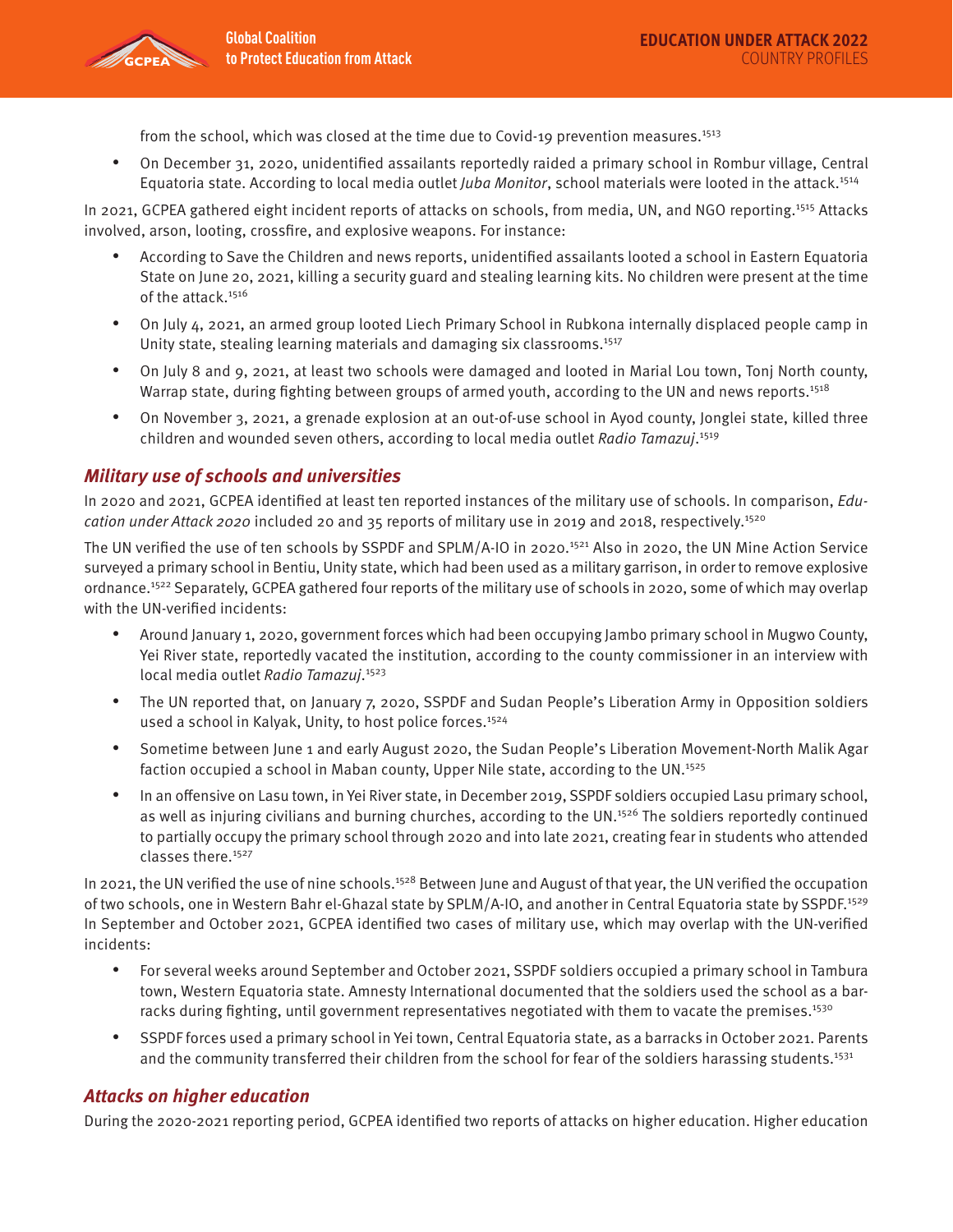from the school, which was closed at the time due to Covid-19 prevention measures.[1513]

- On December 31, 2020, unidentified assailants reportedly raided a primary school in Rombur village, Central Equatoria state. According to local media outlet *Juba Monitor*, school materials were looted in the attack.[1514]

In 2021, GCPEA gathered eight incident reports of attacks on schools, from media, UN, and NGO reporting.[1515] Attacks involved, arson, looting, crossfire, and explosive weapons. For instance:

- According to Save the Children and news reports, unidentified assailants looted a school in Eastern Equatoria State on June 20, 2021, killing a security guard and stealing learning kits. No children were present at the time of the attack.[1516]
- On July 4, 2021, an armed group looted Liech Primary School in Rubkona internally displaced people camp in Unity state, stealing learning materials and damaging six classrooms.[1517]
- On July 8 and 9, 2021, at least two schools were damaged and looted in Marial Lou town, Tonj North county, Warrap state, during fighting between groups of armed youth, according to the UN and news reports.[1518]
- On November 3, 2021, a grenade explosion at an out-of-use school in Ayod county, Jonglei state, killed three children and wounded seven others, according to local media outlet *Radio Tamazuj*.[1519]

## *Military use of schools and universities*

In 2020 and 2021, GCPEA identified at least ten reported instances of the military use of schools. In comparison, *Education under Attack 2020* included 20 and 35 reports of military use in 2019 and 2018, respectively.[1520]

The UN verified the use of ten schools by SSPDF and SPLM/A-IO in 2020.[1521] Also in 2020, the UN Mine Action Service surveyed a primary school in Bentiu, Unity state, which had been used as a military garrison, in order to remove explosive ordnance.[1522] Separately, GCPEA gathered four reports of the military use of schools in 2020, some of which may overlap with the UN-verified incidents:

- Around January 1, 2020, government forces which had been occupying Jambo primary school in Mugwo County, Yei River state, reportedly vacated the institution, according to the county commissioner in an interview with local media outlet *Radio Tamazuj*.[1523]
- The UN reported that, on January 7, 2020, SSPDF and Sudan People's Liberation Army in Opposition soldiers used a school in Kalyak, Unity, to host police forces.[1524]
- Sometime between June 1 and early August 2020, the Sudan People's Liberation Movement-North Malik Agar faction occupied a school in Maban county, Upper Nile state, according to the UN.[1525]
- In an offensive on Lasu town, in Yei River state, in December 2019, SSPDF soldiers occupied Lasu primary school, as well as injuring civilians and burning churches, according to the UN.[1526] The soldiers reportedly continued to partially occupy the primary school through 2020 and into late 2021, creating fear in students who attended classes there.[1527]

In 2021, the UN verified the use of nine schools.[1528] Between June and August of that year, the UN verified the occupation of two schools, one in Western Bahr el-Ghazal state by SPLM/A-IO, and another in Central Equatoria state by SSPDF.[1529] In September and October 2021, GCPEA identified two cases of military use, which may overlap with the UN-verified incidents:

- For several weeks around September and October 2021, SSPDF soldiers occupied a primary school in Tambura town, Western Equatoria state. Amnesty International documented that the soldiers used the school as a barracks during fighting, until government representatives negotiated with them to vacate the premises.[1530]
- SSPDF forces used a primary school in Yei town, Central Equatoria state, as a barracks in October 2021. Parents and the community transferred their children from the school for fear of the soldiers harassing students.[1531]

## *Attacks on higher education*

During the 2020-2021 reporting period, GCPEA identified two reports of attacks on higher education. Higher education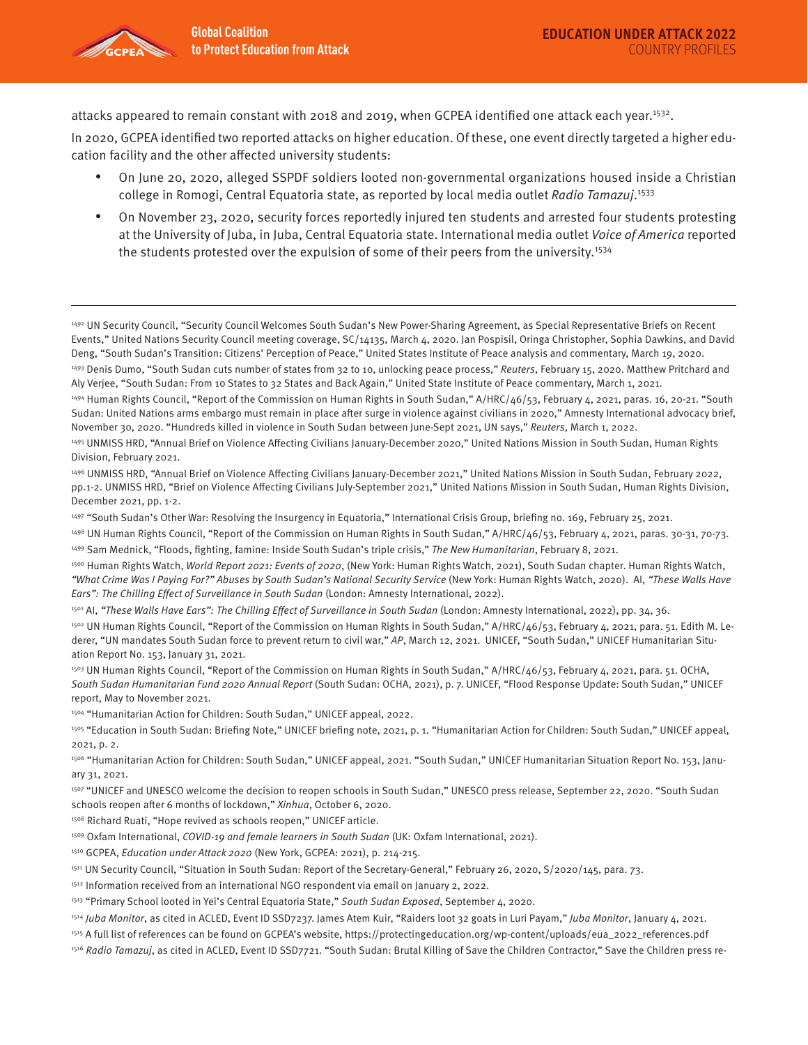attacks appeared to remain constant with 2018 and 2019, when GCPEA identified one attack each year.[1532].

In 2020, GCPEA identified two reported attacks on higher education. Of these, one event directly targeted a higher education facility and the other affected university students:

- On June 20, 2020, alleged SSPDF soldiers looted non-governmental organizations housed inside a Christian college in Romogi, Central Equatoria state, as reported by local media outlet *Radio Tamazuj*.[1533]
- On November 23, 2020, security forces reportedly injured ten students and arrested four students protesting at the University of Juba, in Juba, Central Equatoria state. International media outlet *Voice of America* reported the students protested over the expulsion of some of their peers from the university.[1534]

---

[1492] UN Security Council, "Security Council Welcomes South Sudan's New Power-Sharing Agreement, as Special Representative Briefs on Recent Events," United Nations Security Council meeting coverage, SC/14135, March 4, 2020. Jan Pospisil, Oringa Christopher, Sophia Dawkins, and David Deng, "South Sudan's Transition: Citizens' Perception of Peace," United States Institute of Peace analysis and commentary, March 19, 2020.

[1493] Denis Dumo, "South Sudan cuts number of states from 32 to 10, unlocking peace process," *Reuters*, February 15, 2020. Matthew Pritchard and Aly Verjee, "South Sudan: From 10 States to 32 States and Back Again," United State Institute of Peace commentary, March 1, 2021.

[1494] Human Rights Council, "Report of the Commission on Human Rights in South Sudan," A/HRC/46/53, February 4, 2021, paras. 16, 20-21. "South Sudan: United Nations arms embargo must remain in place after surge in violence against civilians in 2020," Amnesty International advocacy brief, November 30, 2020. "Hundreds killed in violence in South Sudan between June-Sept 2021, UN says," *Reuters*, March 1, 2022.

[1495] UNMISS HRD, "Annual Brief on Violence Affecting Civilians January-December 2020," United Nations Mission in South Sudan, Human Rights Division, February 2021.

[1496] UNMISS HRD, "Annual Brief on Violence Affecting Civilians January-December 2021," United Nations Mission in South Sudan, February 2022, pp.1-2. UNMISS HRD, "Brief on Violence Affecting Civilians July-September 2021," United Nations Mission in South Sudan, Human Rights Division, December 2021, pp. 1-2.

[1497] "South Sudan's Other War: Resolving the Insurgency in Equatoria," International Crisis Group, briefing no. 169, February 25, 2021.

[1498] UN Human Rights Council, "Report of the Commission on Human Rights in South Sudan," A/HRC/46/53, February 4, 2021, paras. 30-31, 70-73.

[1499] Sam Mednick, "Floods, fighting, famine: Inside South Sudan's triple crisis," *The New Humanitarian*, February 8, 2021.

[1500] Human Rights Watch, *World Report 2021: Events of 2020*, (New York: Human Rights Watch, 2021), South Sudan chapter. Human Rights Watch, *"What Crime Was I Paying For?" Abuses by South Sudan's National Security Service* (New York: Human Rights Watch, 2020). AI, *"These Walls Have Ears": The Chilling Effect of Surveillance in South Sudan* (London: Amnesty International, 2022).

[1501] AI, *"These Walls Have Ears": The Chilling Effect of Surveillance in South Sudan* (London: Amnesty International, 2022), pp. 34, 36.

[1502] UN Human Rights Council, "Report of the Commission on Human Rights in South Sudan," A/HRC/46/53, February 4, 2021, para. 51. Edith M. Lederer, "UN mandates South Sudan force to prevent return to civil war," *AP*, March 12, 2021. UNICEF, "South Sudan," UNICEF Humanitarian Situation Report No. 153, January 31, 2021.

[1503] UN Human Rights Council, "Report of the Commission on Human Rights in South Sudan," A/HRC/46/53, February 4, 2021, para. 51. OCHA, *South Sudan Humanitarian Fund 2020 Annual Report* (South Sudan: OCHA, 2021), p. 7. UNICEF, "Flood Response Update: South Sudan," UNICEF report, May to November 2021.

[1504] "Humanitarian Action for Children: South Sudan," UNICEF appeal, 2022.

[1505] "Education in South Sudan: Briefing Note," UNICEF briefing note, 2021, p. 1. "Humanitarian Action for Children: South Sudan," UNICEF appeal, 2021, p. 2.

[1506] "Humanitarian Action for Children: South Sudan," UNICEF appeal, 2021. "South Sudan," UNICEF Humanitarian Situation Report No. 153, January 31, 2021.

[1507] "UNICEF and UNESCO welcome the decision to reopen schools in South Sudan," UNESCO press release, September 22, 2020. "South Sudan schools reopen after 6 months of lockdown," *Xinhua*, October 6, 2020.

[1508] Richard Ruati, "Hope revived as schools reopen," UNICEF article.

[1509] Oxfam International, *COVID-19 and female learners in South Sudan* (UK: Oxfam International, 2021).

[1510] GCPEA, *Education under Attack 2020* (New York, GCPEA: 2021), p. 214-215.

[1511] UN Security Council, "Situation in South Sudan: Report of the Secretary-General," February 26, 2020, S/2020/145, para. 73.

[1512] Information received from an international NGO respondent via email on January 2, 2022.

[1513] "Primary School looted in Yei's Central Equatoria State," *South Sudan Exposed*, September 4, 2020.

[1514] *Juba Monitor*, as cited in ACLED, Event ID SSD7237. James Atem Kuir, "Raiders loot 32 goats in Luri Payam," *Juba Monitor*, January 4, 2021.

[1515] A full list of references can be found on GCPEA's website, https://protectingeducation.org/wp-content/uploads/eua_2022_references.pdf

[1516] *Radio Tamazuj*, as cited in ACLED, Event ID SSD7721. "South Sudan: Brutal Killing of Save the Children Contractor," Save the Children press re-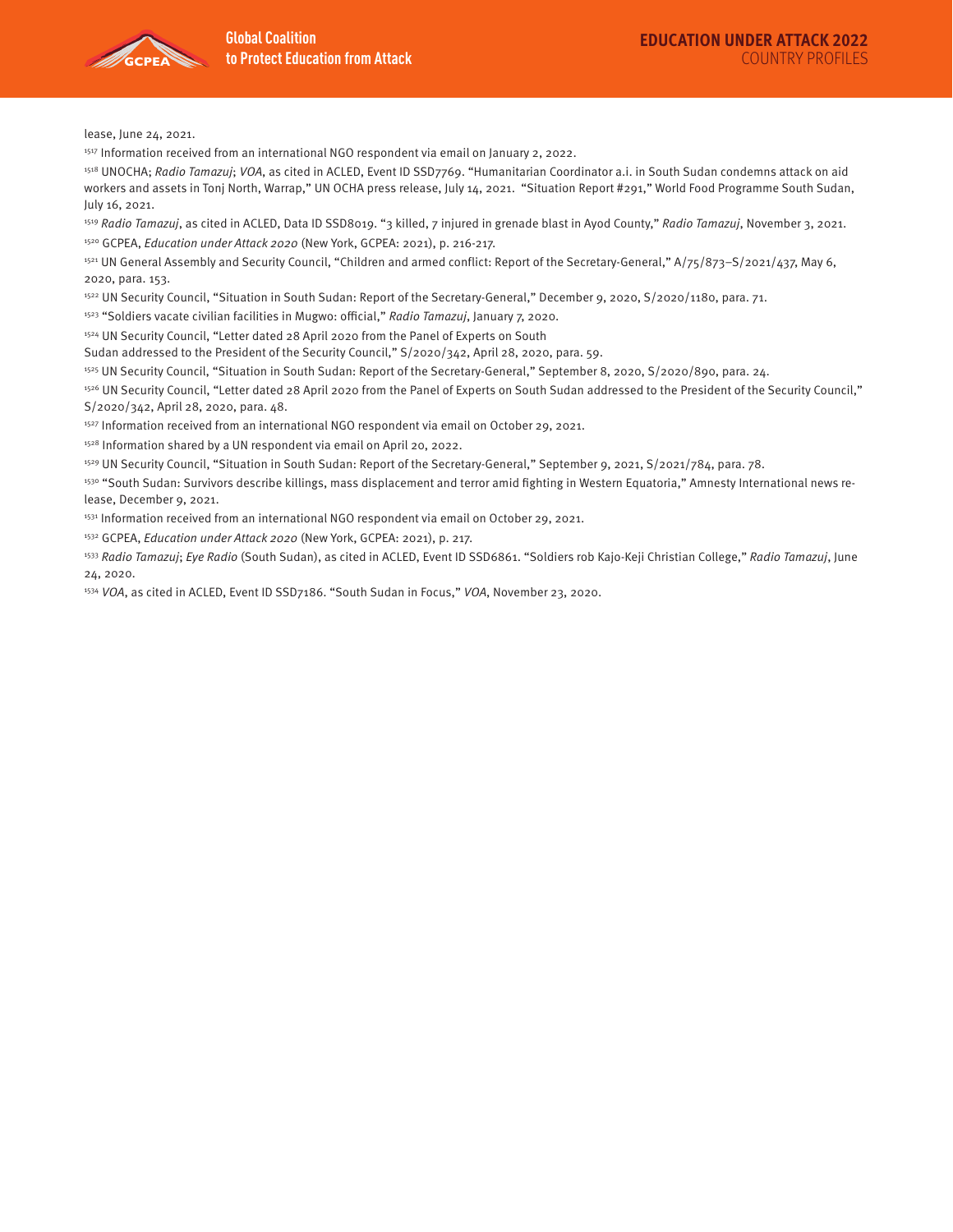lease, June 24, 2021.

[1517] Information received from an international NGO respondent via email on January 2, 2022.

[1518] UNOCHA; *Radio Tamazuj*; *VOA*, as cited in ACLED, Event ID SSD7769. "Humanitarian Coordinator a.i. in South Sudan condemns attack on aid workers and assets in Tonj North, Warrap," UN OCHA press release, July 14, 2021. "Situation Report #291," World Food Programme South Sudan, July 16, 2021.

[1519] *Radio Tamazuj*, as cited in ACLED, Data ID SSD8019. "3 killed, 7 injured in grenade blast in Ayod County," *Radio Tamazuj*, November 3, 2021.

[1520] GCPEA, *Education under Attack 2020* (New York, GCPEA: 2021), p. 216-217.

[1521] UN General Assembly and Security Council, "Children and armed conflict: Report of the Secretary-General," A/75/873–S/2021/437, May 6, 2020, para. 153.

[1522] UN Security Council, "Situation in South Sudan: Report of the Secretary-General," December 9, 2020, S/2020/1180, para. 71.

[1523] "Soldiers vacate civilian facilities in Mugwo: official," *Radio Tamazuj*, January 7, 2020.

[1524] UN Security Council, "Letter dated 28 April 2020 from the Panel of Experts on South Sudan addressed to the President of the Security Council," S/2020/342, April 28, 2020, para. 59.

[1525] UN Security Council, "Situation in South Sudan: Report of the Secretary-General," September 8, 2020, S/2020/890, para. 24.

[1526] UN Security Council, "Letter dated 28 April 2020 from the Panel of Experts on South Sudan addressed to the President of the Security Council," S/2020/342, April 28, 2020, para. 48.

[1527] Information received from an international NGO respondent via email on October 29, 2021.

[1528] Information shared by a UN respondent via email on April 20, 2022.

[1529] UN Security Council, "Situation in South Sudan: Report of the Secretary-General," September 9, 2021, S/2021/784, para. 78.

[1530] "South Sudan: Survivors describe killings, mass displacement and terror amid fighting in Western Equatoria," Amnesty International news release, December 9, 2021.

[1531] Information received from an international NGO respondent via email on October 29, 2021.

[1532] GCPEA, *Education under Attack 2020* (New York, GCPEA: 2021), p. 217.

[1533] *Radio Tamazuj*; *Eye Radio* (South Sudan), as cited in ACLED, Event ID SSD6861. "Soldiers rob Kajo-Keji Christian College," *Radio Tamazuj*, June 24, 2020.

[1534] *VOA*, as cited in ACLED, Event ID SSD7186. "South Sudan in Focus," *VOA*, November 23, 2020.